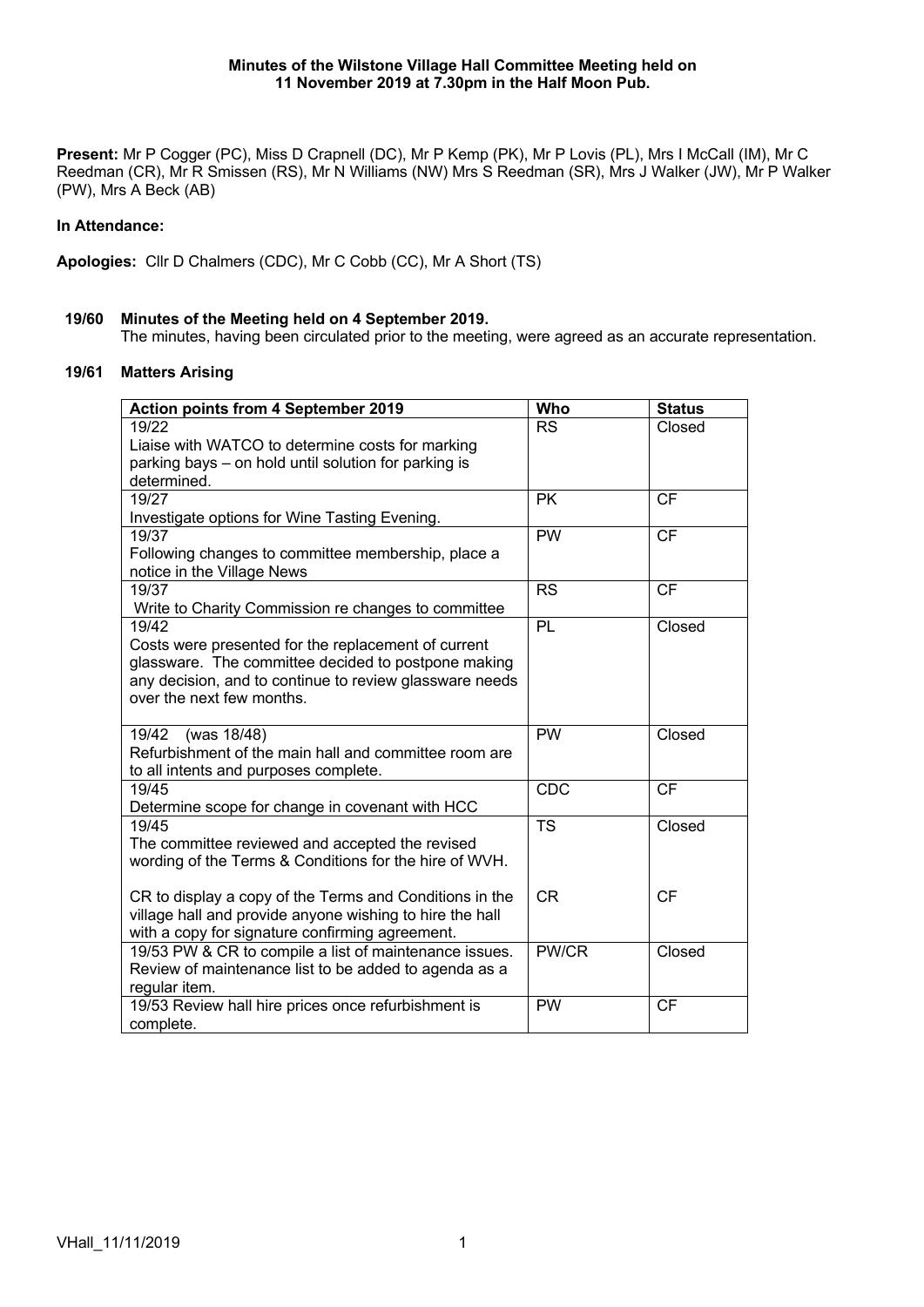**Minutes of the Wilstone Village Hall Committee Meeting held on 11 November 2019 at 7.30pm in the Half Moon Pub.**

**Present:** Mr P Cogger (PC), Miss D Crapnell (DC), Mr P Kemp (PK), Mr P Lovis (PL), Mrs I McCall (IM), Mr C Reedman (CR), Mr R Smissen (RS), Mr N Williams (NW) Mrs S Reedman (SR), Mrs J Walker (JW), Mr P Walker (PW), Mrs A Beck (AB)

**In Attendance:**

**Apologies:** Cllr D Chalmers (CDC), Mr C Cobb (CC), Mr A Short (TS)

**19/60 Minutes of the Meeting held on 4 September 2019.**

The minutes, having been circulated prior to the meeting, were agreed as an accurate representation.

**19/61 Matters Arising**

| Action points from 4 September 2019 | Who | Status |
|---|---|---|
| 19/22<br>Liaise with WATCO to determine costs for marking parking bays – on hold until solution for parking is determined. | RS | Closed |
| 19/27<br>Investigate options for Wine Tasting Evening. | PK | CF |
| 19/37<br>Following changes to committee membership, place a notice in the Village News | PW | CF |
| 19/37<br>Write to Charity Commission re changes to committee | RS | CF |
| 19/42<br>Costs were presented for the replacement of current glassware. The committee decided to postpone making any decision, and to continue to review glassware needs over the next few months. | PL | Closed |
| 19/42 (was 18/48)<br>Refurbishment of the main hall and committee room are to all intents and purposes complete. | PW | Closed |
| 19/45<br>Determine scope for change in covenant with HCC | CDC | CF |
| 19/45<br>The committee reviewed and accepted the revised wording of the Terms & Conditions for the hire of WVH.<br><br>CR to display a copy of the Terms and Conditions in the village hall and provide anyone wishing to hire the hall with a copy for signature confirming agreement. | TS<br><br><br><br>CR | Closed<br><br><br><br>CF |
| 19/53 PW & CR to compile a list of maintenance issues. Review of maintenance list to be added to agenda as a regular item. | PW/CR | Closed |
| 19/53 Review hall hire prices once refurbishment is complete. | PW | CF |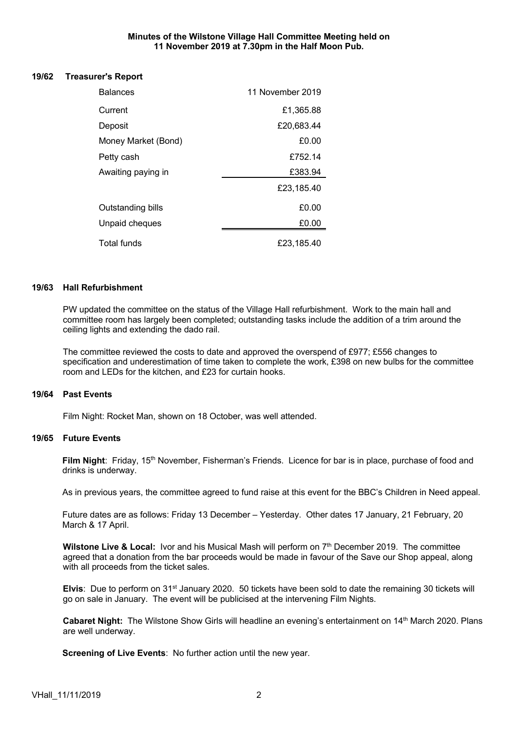**Minutes of the Wilstone Village Hall Committee Meeting held on 11 November 2019 at 7.30pm in the Half Moon Pub.**

## 19/62 Treasurer's Report

| Balances | 11 November 2019 |
|---|---|
| Current | £1,365.88 |
| Deposit | £20,683.44 |
| Money Market (Bond) | £0.00 |
| Petty cash | £752.14 |
| Awaiting paying in | £383.94 |
| | £23,185.40 |
| Outstanding bills | £0.00 |
| Unpaid cheques | £0.00 |
| Total funds | £23,185.40 |

## 19/63 Hall Refurbishment

PW updated the committee on the status of the Village Hall refurbishment. Work to the main hall and committee room has largely been completed; outstanding tasks include the addition of a trim around the ceiling lights and extending the dado rail.

The committee reviewed the costs to date and approved the overspend of £977; £556 changes to specification and underestimation of time taken to complete the work, £398 on new bulbs for the committee room and LEDs for the kitchen, and £23 for curtain hooks.

## 19/64 Past Events

Film Night: Rocket Man, shown on 18 October, was well attended.

## 19/65 Future Events

**Film Night**: Friday, 15th November, Fisherman's Friends. Licence for bar is in place, purchase of food and drinks is underway.

As in previous years, the committee agreed to fund raise at this event for the BBC's Children in Need appeal.

Future dates are as follows: Friday 13 December – Yesterday. Other dates 17 January, 21 February, 20 March & 17 April.

**Wilstone Live & Local:** Ivor and his Musical Mash will perform on 7th December 2019. The committee agreed that a donation from the bar proceeds would be made in favour of the Save our Shop appeal, along with all proceeds from the ticket sales.

**Elvis**: Due to perform on 31st January 2020. 50 tickets have been sold to date the remaining 30 tickets will go on sale in January. The event will be publicised at the intervening Film Nights.

**Cabaret Night:** The Wilstone Show Girls will headline an evening's entertainment on 14th March 2020. Plans are well underway.

**Screening of Live Events**: No further action until the new year.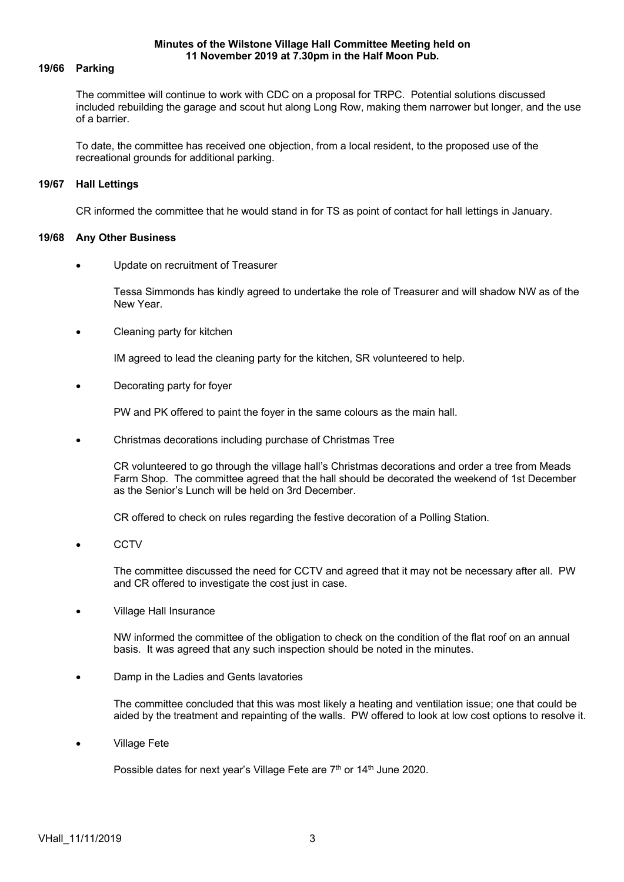**Minutes of the Wilstone Village Hall Committee Meeting held on 11 November 2019 at 7.30pm in the Half Moon Pub.**

## 19/66 Parking

The committee will continue to work with CDC on a proposal for TRPC. Potential solutions discussed included rebuilding the garage and scout hut along Long Row, making them narrower but longer, and the use of a barrier.

To date, the committee has received one objection, from a local resident, to the proposed use of the recreational grounds for additional parking.

## 19/67 Hall Lettings

CR informed the committee that he would stand in for TS as point of contact for hall lettings in January.

## 19/68 Any Other Business

- Update on recruitment of Treasurer

  Tessa Simmonds has kindly agreed to undertake the role of Treasurer and will shadow NW as of the New Year.

- Cleaning party for kitchen

  IM agreed to lead the cleaning party for the kitchen, SR volunteered to help.

- Decorating party for foyer

  PW and PK offered to paint the foyer in the same colours as the main hall.

- Christmas decorations including purchase of Christmas Tree

  CR volunteered to go through the village hall's Christmas decorations and order a tree from Meads Farm Shop. The committee agreed that the hall should be decorated the weekend of 1st December as the Senior's Lunch will be held on 3rd December.

  CR offered to check on rules regarding the festive decoration of a Polling Station.

- CCTV

  The committee discussed the need for CCTV and agreed that it may not be necessary after all. PW and CR offered to investigate the cost just in case.

- Village Hall Insurance

  NW informed the committee of the obligation to check on the condition of the flat roof on an annual basis. It was agreed that any such inspection should be noted in the minutes.

- Damp in the Ladies and Gents lavatories

  The committee concluded that this was most likely a heating and ventilation issue; one that could be aided by the treatment and repainting of the walls. PW offered to look at low cost options to resolve it.

- Village Fete

  Possible dates for next year's Village Fete are 7th or 14th June 2020.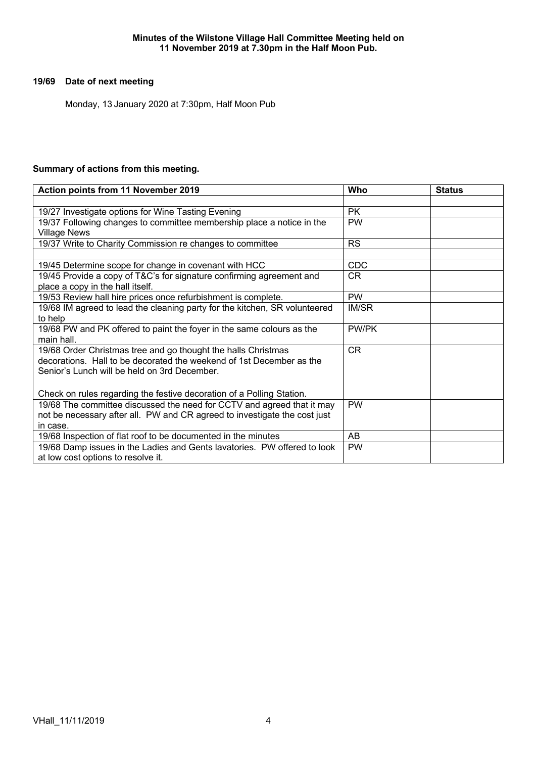**Minutes of the Wilstone Village Hall Committee Meeting held on 11 November 2019 at 7.30pm in the Half Moon Pub.**

### 19/69 Date of next meeting

Monday, 13 January 2020 at 7:30pm, Half Moon Pub

**Summary of actions from this meeting.**

| Action points from 11 November 2019 | Who | Status |
|---|---|---|
| | | |
| 19/27 Investigate options for Wine Tasting Evening | PK | |
| 19/37 Following changes to committee membership place a notice in the Village News | PW | |
| 19/37 Write to Charity Commission re changes to committee | RS | |
| | | |
| 19/45 Determine scope for change in covenant with HCC | CDC | |
| 19/45 Provide a copy of T&C's for signature confirming agreement and place a copy in the hall itself. | CR | |
| 19/53 Review hall hire prices once refurbishment is complete. | PW | |
| 19/68 IM agreed to lead the cleaning party for the kitchen, SR volunteered to help | IM/SR | |
| 19/68 PW and PK offered to paint the foyer in the same colours as the main hall. | PW/PK | |
| 19/68 Order Christmas tree and go thought the halls Christmas decorations. Hall to be decorated the weekend of 1st December as the Senior's Lunch will be held on 3rd December.<br><br>Check on rules regarding the festive decoration of a Polling Station. | CR | |
| 19/68 The committee discussed the need for CCTV and agreed that it may not be necessary after all. PW and CR agreed to investigate the cost just in case. | PW | |
| 19/68 Inspection of flat roof to be documented in the minutes | AB | |
| 19/68 Damp issues in the Ladies and Gents lavatories. PW offered to look at low cost options to resolve it. | PW | |